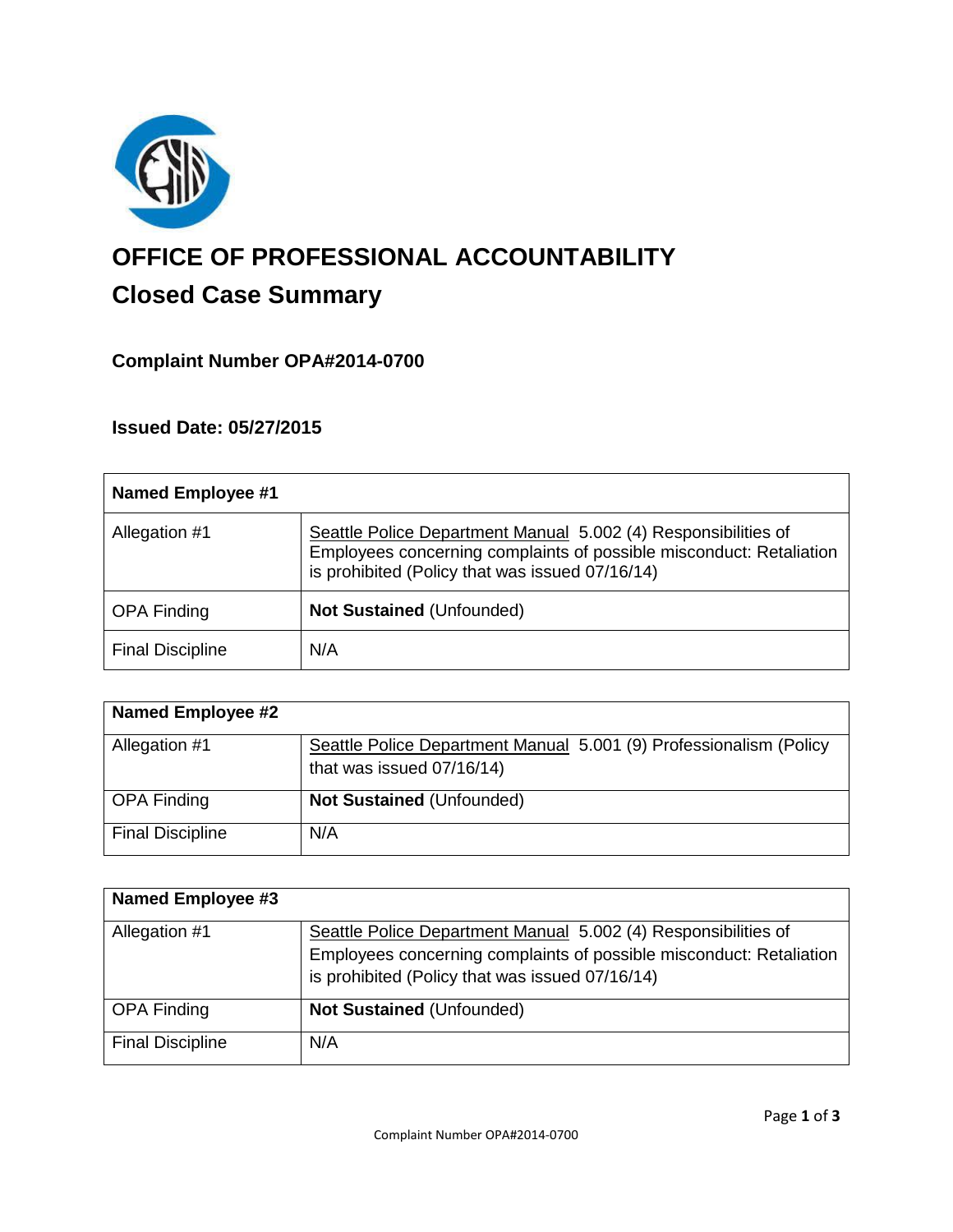# OFFICE OF PROFESSIONAL ACCOUNTABILITY

## Closed Case Summary

### Complaint Number OPA#2014-0700

### Issued Date: 05/27/2015

| **Named Employee #1** | |
|---|---|
| Allegation #1 | Seattle Police Department Manual 5.002 (4) Responsibilities of Employees concerning complaints of possible misconduct: Retaliation is prohibited (Policy that was issued 07/16/14) |
| OPA Finding | **Not Sustained** (Unfounded) |
| Final Discipline | N/A |

| **Named Employee #2** | |
|---|---|
| Allegation #1 | Seattle Police Department Manual 5.001 (9) Professionalism (Policy that was issued 07/16/14) |
| OPA Finding | **Not Sustained** (Unfounded) |
| Final Discipline | N/A |

| **Named Employee #3** | |
|---|---|
| Allegation #1 | Seattle Police Department Manual 5.002 (4) Responsibilities of Employees concerning complaints of possible misconduct: Retaliation is prohibited (Policy that was issued 07/16/14) |
| OPA Finding | **Not Sustained** (Unfounded) |
| Final Discipline | N/A |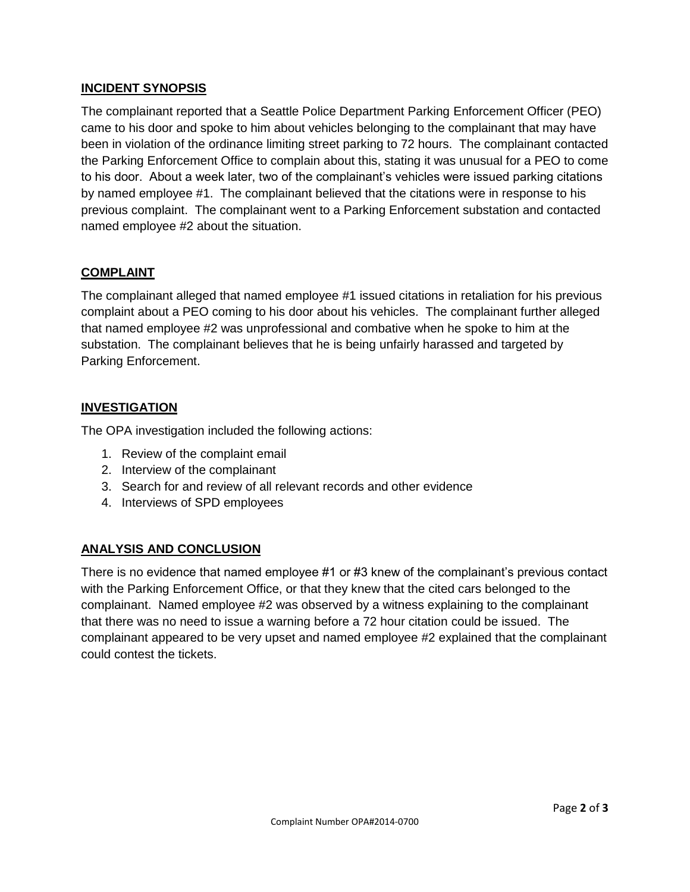## INCIDENT SYNOPSIS

The complainant reported that a Seattle Police Department Parking Enforcement Officer (PEO) came to his door and spoke to him about vehicles belonging to the complainant that may have been in violation of the ordinance limiting street parking to 72 hours. The complainant contacted the Parking Enforcement Office to complain about this, stating it was unusual for a PEO to come to his door. About a week later, two of the complainant's vehicles were issued parking citations by named employee #1. The complainant believed that the citations were in response to his previous complaint. The complainant went to a Parking Enforcement substation and contacted named employee #2 about the situation.

## COMPLAINT

The complainant alleged that named employee #1 issued citations in retaliation for his previous complaint about a PEO coming to his door about his vehicles. The complainant further alleged that named employee #2 was unprofessional and combative when he spoke to him at the substation. The complainant believes that he is being unfairly harassed and targeted by Parking Enforcement.

## INVESTIGATION

The OPA investigation included the following actions:

1. Review of the complaint email
2. Interview of the complainant
3. Search for and review of all relevant records and other evidence
4. Interviews of SPD employees

## ANALYSIS AND CONCLUSION

There is no evidence that named employee #1 or #3 knew of the complainant's previous contact with the Parking Enforcement Office, or that they knew that the cited cars belonged to the complainant. Named employee #2 was observed by a witness explaining to the complainant that there was no need to issue a warning before a 72 hour citation could be issued. The complainant appeared to be very upset and named employee #2 explained that the complainant could contest the tickets.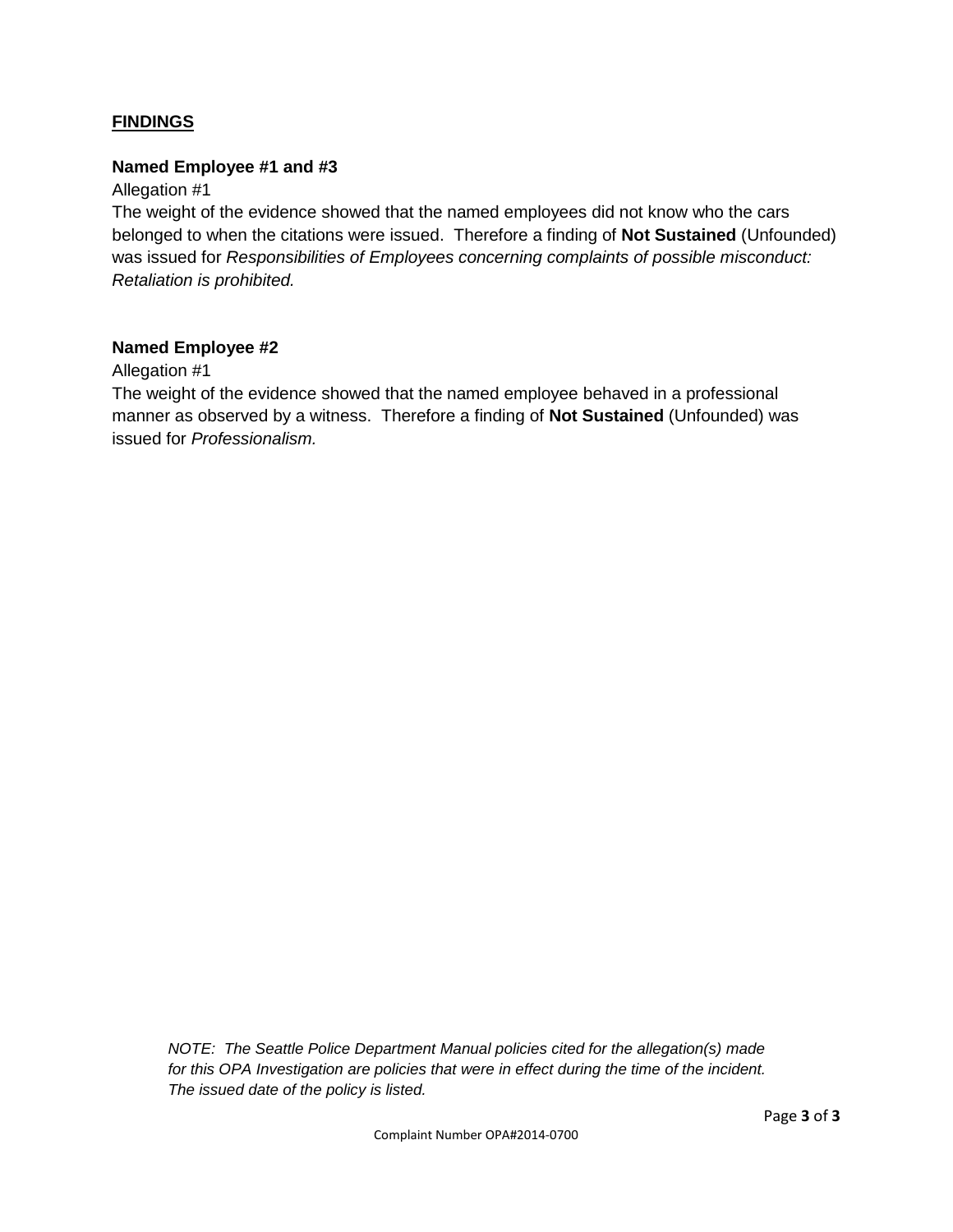## FINDINGS

**Named Employee #1 and #3**

Allegation #1

The weight of the evidence showed that the named employees did not know who the cars belonged to when the citations were issued. Therefore a finding of **Not Sustained** (Unfounded) was issued for *Responsibilities of Employees concerning complaints of possible misconduct: Retaliation is prohibited.*

**Named Employee #2**

Allegation #1

The weight of the evidence showed that the named employee behaved in a professional manner as observed by a witness. Therefore a finding of **Not Sustained** (Unfounded) was issued for *Professionalism.*

*NOTE: The Seattle Police Department Manual policies cited for the allegation(s) made for this OPA Investigation are policies that were in effect during the time of the incident. The issued date of the policy is listed.*

Complaint Number OPA#2014-0700